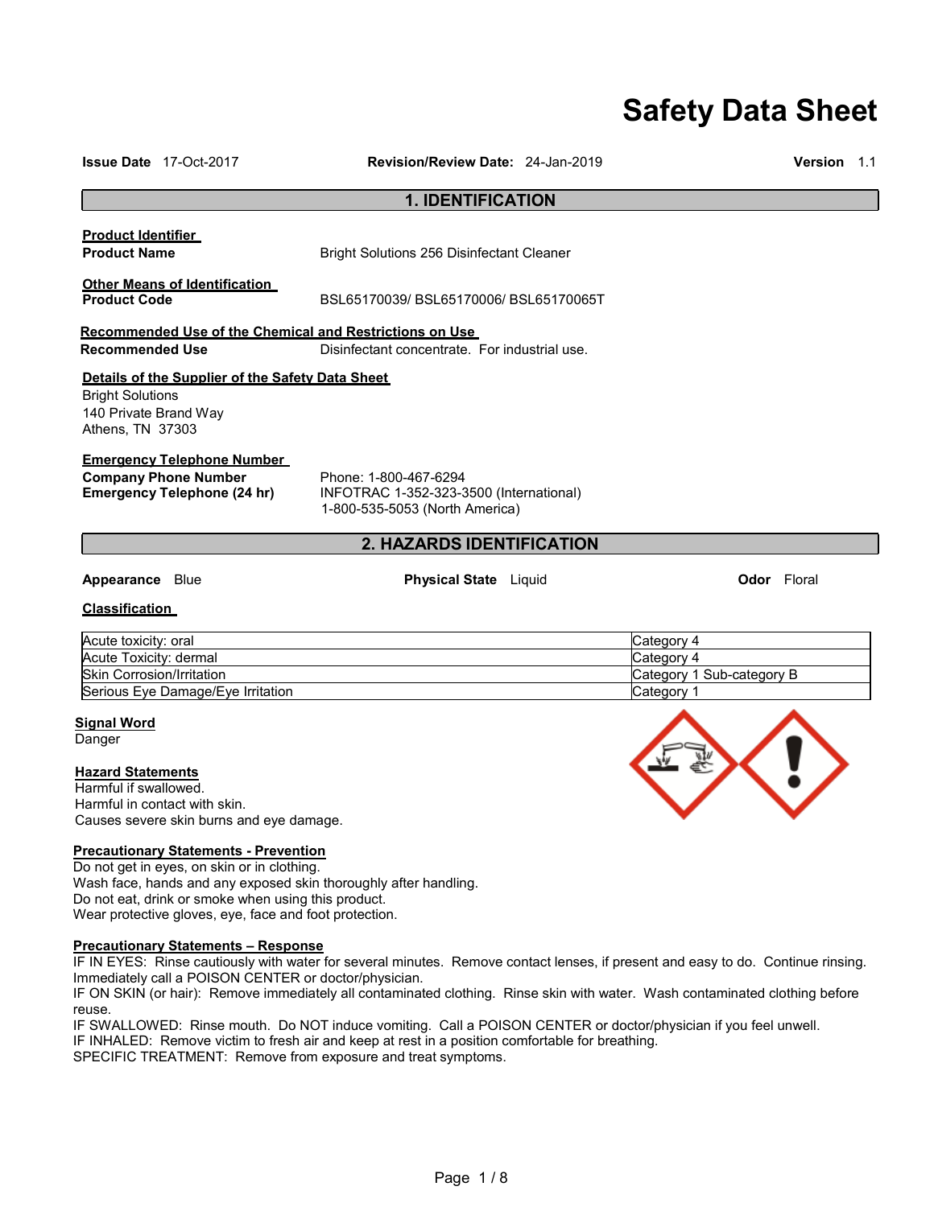# Safety Data Sheet

**Issue Date** 17-Oct-2017 **Revision/Review Date:** 24-Jan-2019 **Version** 1.1

## 1. IDENTIFICATION

**Product Identifier**

**Product Name** Bright Solutions 256 Disinfectant Cleaner

**Other Means of Identification**

**Product Code** BSL65170039/ BSL65170006/ BSL65170065T

**Recommended Use of the Chemical and Restrictions on Use**

**Recommended Use** Disinfectant concentrate. For industrial use.

**Details of the Supplier of the Safety Data Sheet**

Bright Solutions
140 Private Brand Way
Athens, TN 37303

**Emergency Telephone Number**

**Company Phone Number** Phone: 1-800-467-6294

**Emergency Telephone (24 hr)** INFOTRAC 1-352-323-3500 (International)
1-800-535-5053 (North America)

## 2. HAZARDS IDENTIFICATION

**Appearance** Blue **Physical State** Liquid **Odor** Floral

**Classification**

| Hazard | Category |
|---|---|
| Acute toxicity: oral | Category 4 |
| Acute Toxicity: dermal | Category 4 |
| Skin Corrosion/Irritation | Category 1 Sub-category B |
| Serious Eye Damage/Eye Irritation | Category 1 |

**Signal Word**

Danger

**Hazard Statements**

Harmful if swallowed.
Harmful in contact with skin.
Causes severe skin burns and eye damage.

**Precautionary Statements - Prevention**

Do not get in eyes, on skin or in clothing.
Wash face, hands and any exposed skin thoroughly after handling.
Do not eat, drink or smoke when using this product.
Wear protective gloves, eye, face and foot protection.

**Precautionary Statements – Response**

IF IN EYES: Rinse cautiously with water for several minutes. Remove contact lenses, if present and easy to do. Continue rinsing. Immediately call a POISON CENTER or doctor/physician.
IF ON SKIN (or hair): Remove immediately all contaminated clothing. Rinse skin with water. Wash contaminated clothing before reuse.
IF SWALLOWED: Rinse mouth. Do NOT induce vomiting. Call a POISON CENTER or doctor/physician if you feel unwell.
IF INHALED: Remove victim to fresh air and keep at rest in a position comfortable for breathing.
SPECIFIC TREATMENT: Remove from exposure and treat symptoms.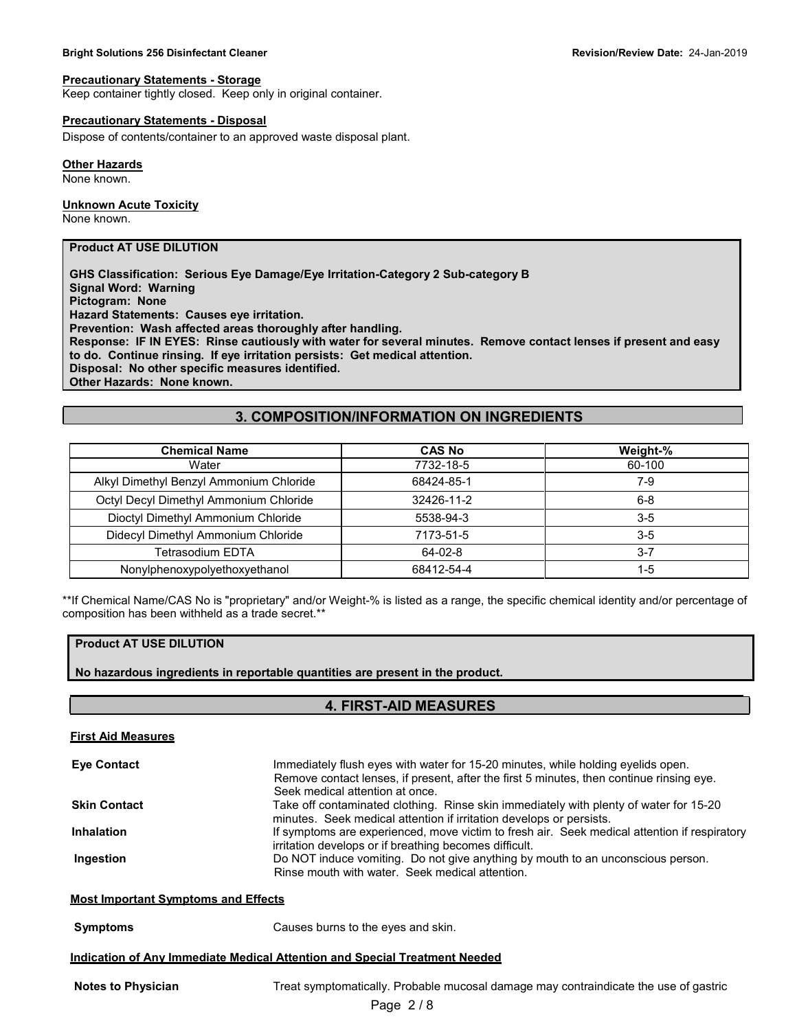#### Precautionary Statements - Storage

Keep container tightly closed. Keep only in original container.

#### Precautionary Statements - Disposal

Dispose of contents/container to an approved waste disposal plant.

#### Other Hazards

None known.

#### Unknown Acute Toxicity

None known.

**Product AT USE DILUTION**

**GHS Classification: Serious Eye Damage/Eye Irritation-Category 2 Sub-category B**
**Signal Word: Warning**
**Pictogram: None**
**Hazard Statements: Causes eye irritation.**
**Prevention: Wash affected areas thoroughly after handling.**
**Response: IF IN EYES: Rinse cautiously with water for several minutes. Remove contact lenses if present and easy to do. Continue rinsing. If eye irritation persists: Get medical attention.**
**Disposal: No other specific measures identified.**
**Other Hazards: None known.**

## 3. COMPOSITION/INFORMATION ON INGREDIENTS

| Chemical Name | CAS No | Weight-% |
|---|---|---|
| Water | 7732-18-5 | 60-100 |
| Alkyl Dimethyl Benzyl Ammonium Chloride | 68424-85-1 | 7-9 |
| Octyl Decyl Dimethyl Ammonium Chloride | 32426-11-2 | 6-8 |
| Dioctyl Dimethyl Ammonium Chloride | 5538-94-3 | 3-5 |
| Didecyl Dimethyl Ammonium Chloride | 7173-51-5 | 3-5 |
| Tetrasodium EDTA | 64-02-8 | 3-7 |
| Nonylphenoxypolyethoxyethanol | 68412-54-4 | 1-5 |

**If Chemical Name/CAS No is "proprietary" and/or Weight-% is listed as a range, the specific chemical identity and/or percentage of composition has been withheld as a trade secret.**

**Product AT USE DILUTION**

**No hazardous ingredients in reportable quantities are present in the product.**

## 4. FIRST-AID MEASURES

#### First Aid Measures

**Eye Contact** Immediately flush eyes with water for 15-20 minutes, while holding eyelids open. Remove contact lenses, if present, after the first 5 minutes, then continue rinsing eye. Seek medical attention at once.

**Skin Contact** Take off contaminated clothing. Rinse skin immediately with plenty of water for 15-20 minutes. Seek medical attention if irritation develops or persists.

**Inhalation** If symptoms are experienced, move victim to fresh air. Seek medical attention if respiratory irritation develops or if breathing becomes difficult.

**Ingestion** Do NOT induce vomiting. Do not give anything by mouth to an unconscious person. Rinse mouth with water. Seek medical attention.

#### Most Important Symptoms and Effects

**Symptoms** Causes burns to the eyes and skin.

#### Indication of Any Immediate Medical Attention and Special Treatment Needed

**Notes to Physician** Treat symptomatically. Probable mucosal damage may contraindicate the use of gastric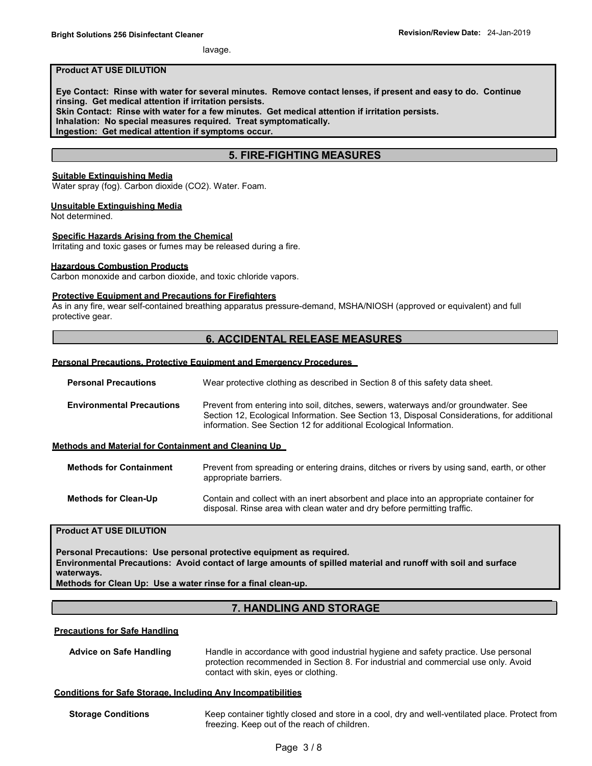lavage.

**Product AT USE DILUTION**

**Eye Contact: Rinse with water for several minutes. Remove contact lenses, if present and easy to do. Continue rinsing. Get medical attention if irritation persists.**
**Skin Contact: Rinse with water for a few minutes. Get medical attention if irritation persists.**
**Inhalation: No special measures required. Treat symptomatically.**
**Ingestion: Get medical attention if symptoms occur.**

## 5. FIRE-FIGHTING MEASURES

**Suitable Extinguishing Media**
Water spray (fog). Carbon dioxide ($CO_2$). Water. Foam.

**Unsuitable Extinguishing Media**
Not determined.

**Specific Hazards Arising from the Chemical**
Irritating and toxic gases or fumes may be released during a fire.

**Hazardous Combustion Products**
Carbon monoxide and carbon dioxide, and toxic chloride vapors.

**Protective Equipment and Precautions for Firefighters**
As in any fire, wear self-contained breathing apparatus pressure-demand, MSHA/NIOSH (approved or equivalent) and full protective gear.

## 6. ACCIDENTAL RELEASE MEASURES

**Personal Precautions, Protective Equipment and Emergency Procedures**

**Personal Precautions** Wear protective clothing as described in Section 8 of this safety data sheet.

**Environmental Precautions** Prevent from entering into soil, ditches, sewers, waterways and/or groundwater. See Section 12, Ecological Information. See Section 13, Disposal Considerations, for additional information. See Section 12 for additional Ecological Information.

**Methods and Material for Containment and Cleaning Up**

**Methods for Containment** Prevent from spreading or entering drains, ditches or rivers by using sand, earth, or other appropriate barriers.

**Methods for Clean-Up** Contain and collect with an inert absorbent and place into an appropriate container for disposal. Rinse area with clean water and dry before permitting traffic.

**Product AT USE DILUTION**

**Personal Precautions: Use personal protective equipment as required.**
**Environmental Precautions: Avoid contact of large amounts of spilled material and runoff with soil and surface waterways.**
**Methods for Clean Up: Use a water rinse for a final clean-up.**

## 7. HANDLING AND STORAGE

**Precautions for Safe Handling**

**Advice on Safe Handling** Handle in accordance with good industrial hygiene and safety practice. Use personal protection recommended in Section 8. For industrial and commercial use only. Avoid contact with skin, eyes or clothing.

**Conditions for Safe Storage, Including Any Incompatibilities**

**Storage Conditions** Keep container tightly closed and store in a cool, dry and well-ventilated place. Protect from freezing. Keep out of the reach of children.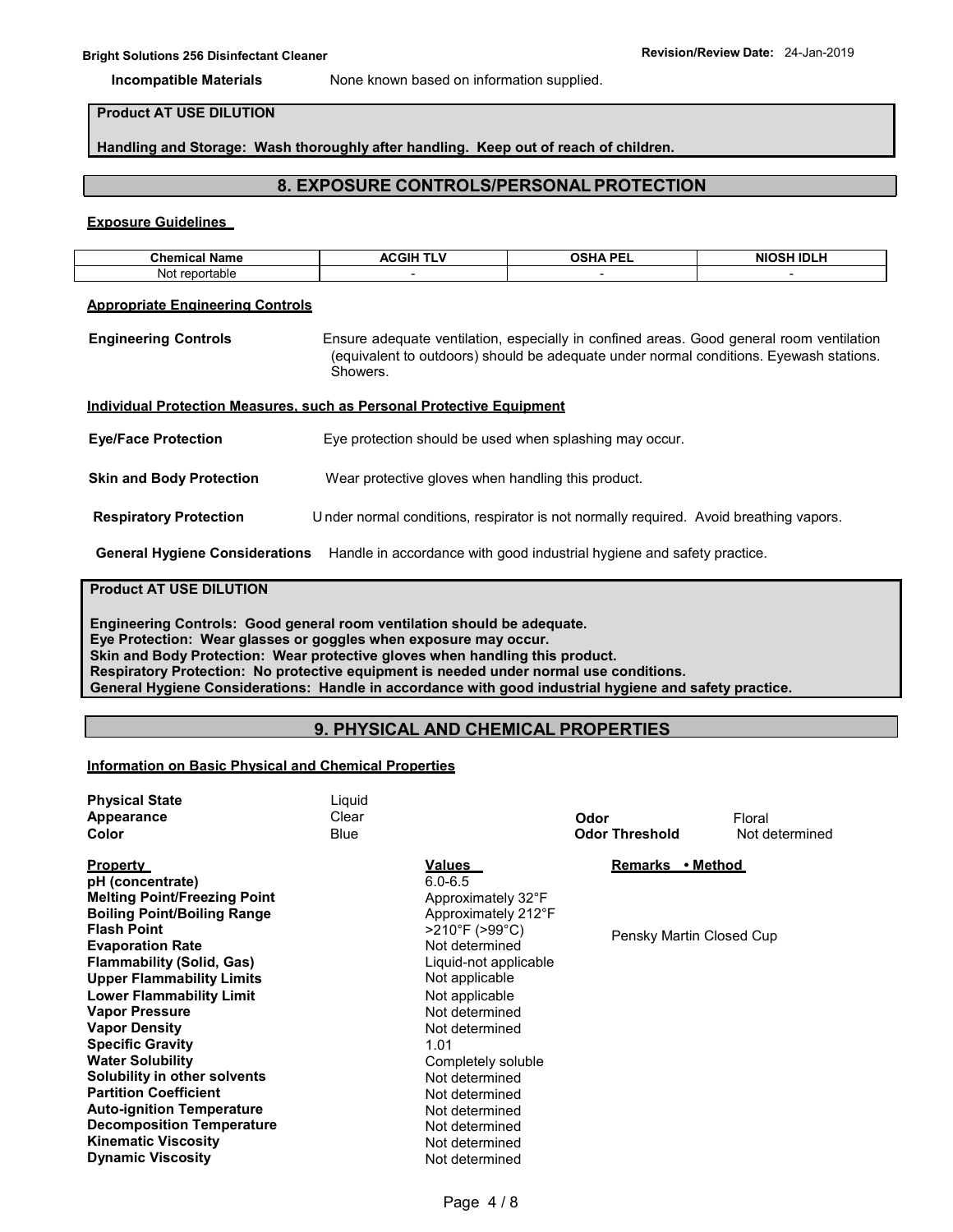**Incompatible Materials** None known based on information supplied.

**Product AT USE DILUTION**

**Handling and Storage: Wash thoroughly after handling. Keep out of reach of children.**

## 8. EXPOSURE CONTROLS/PERSONAL PROTECTION

**Exposure Guidelines**

| Chemical Name | ACGIH TLV | OSHA PEL | NIOSH IDLH |
|---|---|---|---|
| Not reportable | - | - | - |

**Appropriate Engineering Controls**

**Engineering Controls** Ensure adequate ventilation, especially in confined areas. Good general room ventilation (equivalent to outdoors) should be adequate under normal conditions. Eyewash stations. Showers.

**Individual Protection Measures, such as Personal Protective Equipment**

**Eye/Face Protection** Eye protection should be used when splashing may occur.

**Skin and Body Protection** Wear protective gloves when handling this product.

**Respiratory Protection** Under normal conditions, respirator is not normally required. Avoid breathing vapors.

**General Hygiene Considerations** Handle in accordance with good industrial hygiene and safety practice.

**Product AT USE DILUTION**

**Engineering Controls: Good general room ventilation should be adequate.**
**Eye Protection: Wear glasses or goggles when exposure may occur.**
**Skin and Body Protection: Wear protective gloves when handling this product.**
**Respiratory Protection: No protective equipment is needed under normal use conditions.**
**General Hygiene Considerations: Handle in accordance with good industrial hygiene and safety practice.**

## 9. PHYSICAL AND CHEMICAL PROPERTIES

**Information on Basic Physical and Chemical Properties**

**Physical State** Liquid
**Appearance** Clear
**Color** Blue
**Odor** Floral
**Odor Threshold** Not determined

| Property | Values | Remarks • Method |
|---|---|---|
| **pH (concentrate)** | 6.0-6.5 | |
| **Melting Point/Freezing Point** | Approximately 32°F | |
| **Boiling Point/Boiling Range** | Approximately 212°F | |
| **Flash Point** | >210°F (>99°C) | Pensky Martin Closed Cup |
| **Evaporation Rate** | Not determined | |
| **Flammability (Solid, Gas)** | Liquid-not applicable | |
| **Upper Flammability Limits** | Not applicable | |
| **Lower Flammability Limit** | Not applicable | |
| **Vapor Pressure** | Not determined | |
| **Vapor Density** | Not determined | |
| **Specific Gravity** | 1.01 | |
| **Water Solubility** | Completely soluble | |
| **Solubility in other solvents** | Not determined | |
| **Partition Coefficient** | Not determined | |
| **Auto-ignition Temperature** | Not determined | |
| **Decomposition Temperature** | Not determined | |
| **Kinematic Viscosity** | Not determined | |
| **Dynamic Viscosity** | Not determined | |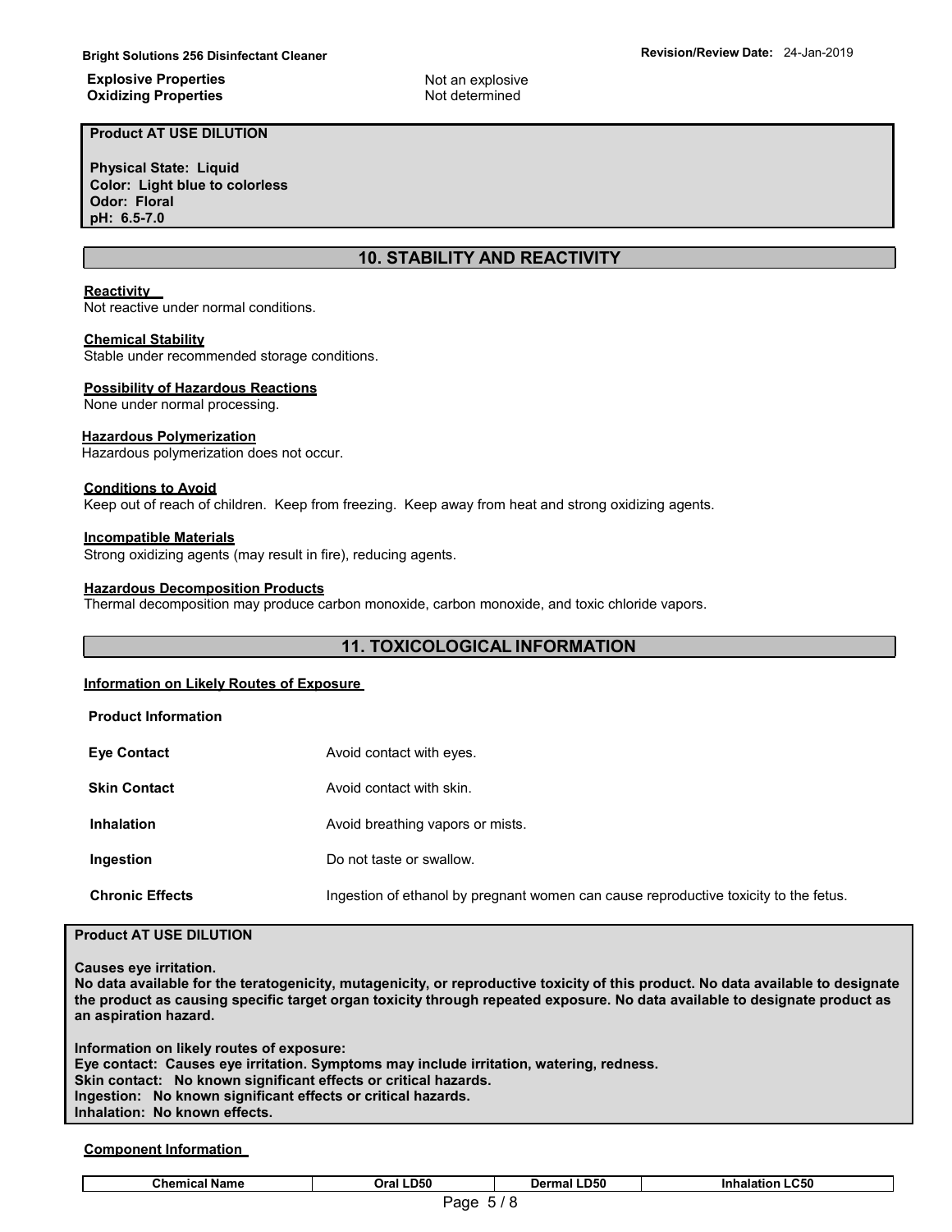| | |
|---|---|
| **Explosive Properties** | Not an explosive |
| **Oxidizing Properties** | Not determined |

**Product AT USE DILUTION**

**Physical State: Liquid**
**Color: Light blue to colorless**
**Odor: Floral**
**pH: 6.5-7.0**

## 10. STABILITY AND REACTIVITY

**Reactivity**
Not reactive under normal conditions.

**Chemical Stability**
Stable under recommended storage conditions.

**Possibility of Hazardous Reactions**
None under normal processing.

**Hazardous Polymerization**
Hazardous polymerization does not occur.

**Conditions to Avoid**
Keep out of reach of children. Keep from freezing. Keep away from heat and strong oxidizing agents.

**Incompatible Materials**
Strong oxidizing agents (may result in fire), reducing agents.

**Hazardous Decomposition Products**
Thermal decomposition may produce carbon monoxide, carbon monoxide, and toxic chloride vapors.

## 11. TOXICOLOGICAL INFORMATION

**Information on Likely Routes of Exposure**

**Product Information**

| | |
|---|---|
| **Eye Contact** | Avoid contact with eyes. |
| **Skin Contact** | Avoid contact with skin. |
| **Inhalation** | Avoid breathing vapors or mists. |
| **Ingestion** | Do not taste or swallow. |
| **Chronic Effects** | Ingestion of ethanol by pregnant women can cause reproductive toxicity to the fetus. |

**Product AT USE DILUTION**

**Causes eye irritation.**
**No data available for the teratogenicity, mutagenicity, or reproductive toxicity of this product. No data available to designate the product as causing specific target organ toxicity through repeated exposure. No data available to designate product as an aspiration hazard.**

**Information on likely routes of exposure:**
**Eye contact: Causes eye irritation. Symptoms may include irritation, watering, redness.**
**Skin contact: No known significant effects or critical hazards.**
**Ingestion: No known significant effects or critical hazards.**
**Inhalation: No known effects.**

**Component Information**

| Chemical Name | Oral LD50 | Dermal LD50 | Inhalation LC50 |
|---|---|---|---|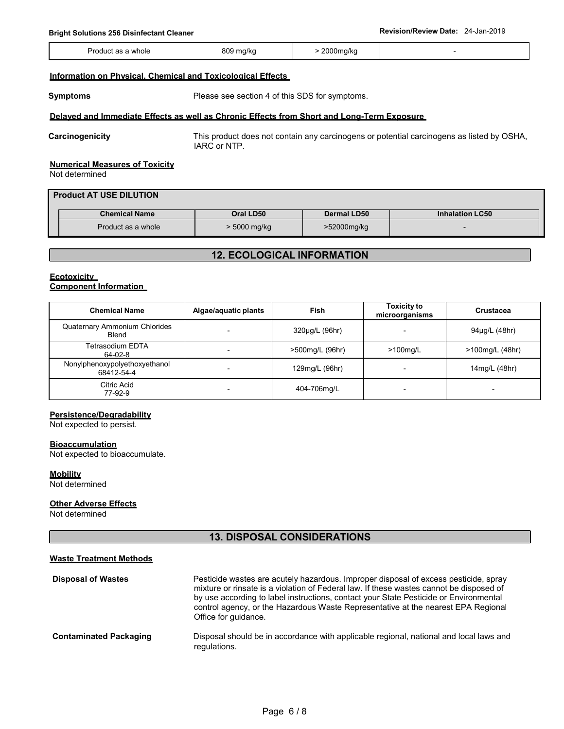| Product as a whole | 809 mg/kg | > 2000mg/kg | - |
|---|---|---|---|

**Information on Physical, Chemical and Toxicological Effects**

**Symptoms** Please see section 4 of this SDS for symptoms.

**Delayed and Immediate Effects as well as Chronic Effects from Short and Long-Term Exposure**

**Carcinogenicity** This product does not contain any carcinogens or potential carcinogens as listed by OSHA, IARC or NTP.

**Numerical Measures of Toxicity**

Not determined

**Product AT USE DILUTION**

| Chemical Name | Oral LD50 | Dermal LD50 | Inhalation LC50 |
|---|---|---|---|
| Product as a whole | > 5000 mg/kg | >52000mg/kg | - |

## 12. ECOLOGICAL INFORMATION

**Ecotoxicity**

**Component Information**

| Chemical Name | Algae/aquatic plants | Fish | Toxicity to microorganisms | Crustacea |
|---|---|---|---|---|
| Quaternary Ammonium Chlorides Blend | - | 320µg/L (96hr) | - | 94µg/L (48hr) |
| Tetrasodium EDTA 64-02-8 | - | >500mg/L (96hr) | >100mg/L | >100mg/L (48hr) |
| Nonylphenoxypolyethoxyethanol 68412-54-4 | - | 129mg/L (96hr) | - | 14mg/L (48hr) |
| Citric Acid 77-92-9 | - | 404-706mg/L | - | - |

**Persistence/Degradability**

Not expected to persist.

**Bioaccumulation**

Not expected to bioaccumulate.

**Mobility**

Not determined

**Other Adverse Effects**

Not determined

## 13. DISPOSAL CONSIDERATIONS

**Waste Treatment Methods**

**Disposal of Wastes** Pesticide wastes are acutely hazardous. Improper disposal of excess pesticide, spray mixture or rinsate is a violation of Federal law. If these wastes cannot be disposed of by use according to label instructions, contact your State Pesticide or Environmental control agency, or the Hazardous Waste Representative at the nearest EPA Regional Office for guidance.

**Contaminated Packaging** Disposal should be in accordance with applicable regional, national and local laws and regulations.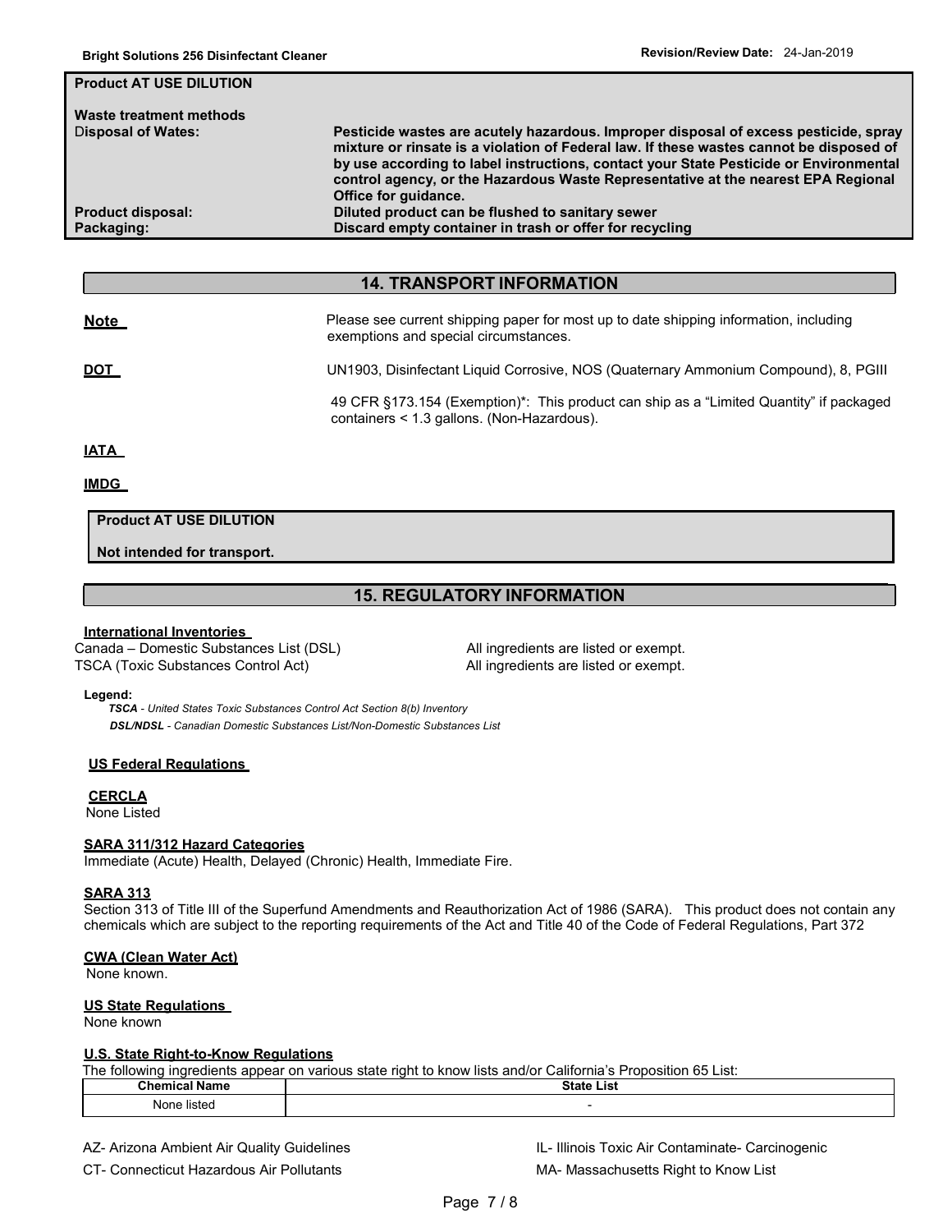**Product AT USE DILUTION**

**Waste treatment methods**

| | |
|---|---|
| **Disposal of Wates:** | **Pesticide wastes are acutely hazardous. Improper disposal of excess pesticide, spray mixture or rinsate is a violation of Federal law. If these wastes cannot be disposed of by use according to label instructions, contact your State Pesticide or Environmental control agency, or the Hazardous Waste Representative at the nearest EPA Regional Office for guidance.** |
| **Product disposal:** | **Diluted product can be flushed to sanitary sewer** |
| **Packaging:** | **Discard empty container in trash or offer for recycling** |

## 14. TRANSPORT INFORMATION

**Note** Please see current shipping paper for most up to date shipping information, including exemptions and special circumstances.

**DOT** UN1903, Disinfectant Liquid Corrosive, NOS (Quaternary Ammonium Compound), 8, PGIII

49 CFR §173.154 (Exemption)*: This product can ship as a "Limited Quantity" if packaged containers < 1.3 gallons. (Non-Hazardous).

**IATA**

**IMDG**

**Product AT USE DILUTION**

**Not intended for transport.**

## 15. REGULATORY INFORMATION

**International Inventories**

| | |
|---|---|
| Canada – Domestic Substances List (DSL) | All ingredients are listed or exempt. |
| TSCA (Toxic Substances Control Act) | All ingredients are listed or exempt. |

**Legend:**

***TSCA*** *- United States Toxic Substances Control Act Section 8(b) Inventory*
***DSL/NDSL*** *- Canadian Domestic Substances List/Non-Domestic Substances List*

**US Federal Regulations**

**CERCLA**
None Listed

**SARA 311/312 Hazard Categories**
Immediate (Acute) Health, Delayed (Chronic) Health, Immediate Fire.

**SARA 313**
Section 313 of Title III of the Superfund Amendments and Reauthorization Act of 1986 (SARA). This product does not contain any chemicals which are subject to the reporting requirements of the Act and Title 40 of the Code of Federal Regulations, Part 372

**CWA (Clean Water Act)**
None known.

**US State Regulations**
None known

**U.S. State Right-to-Know Regulations**
The following ingredients appear on various state right to know lists and/or California's Proposition 65 List:

| Chemical Name | State List |
|---|---|
| None listed | - |

AZ- Arizona Ambient Air Quality Guidelines
CT- Connecticut Hazardous Air Pollutants
IL- Illinois Toxic Air Contaminate- Carcinogenic
MA- Massachusetts Right to Know List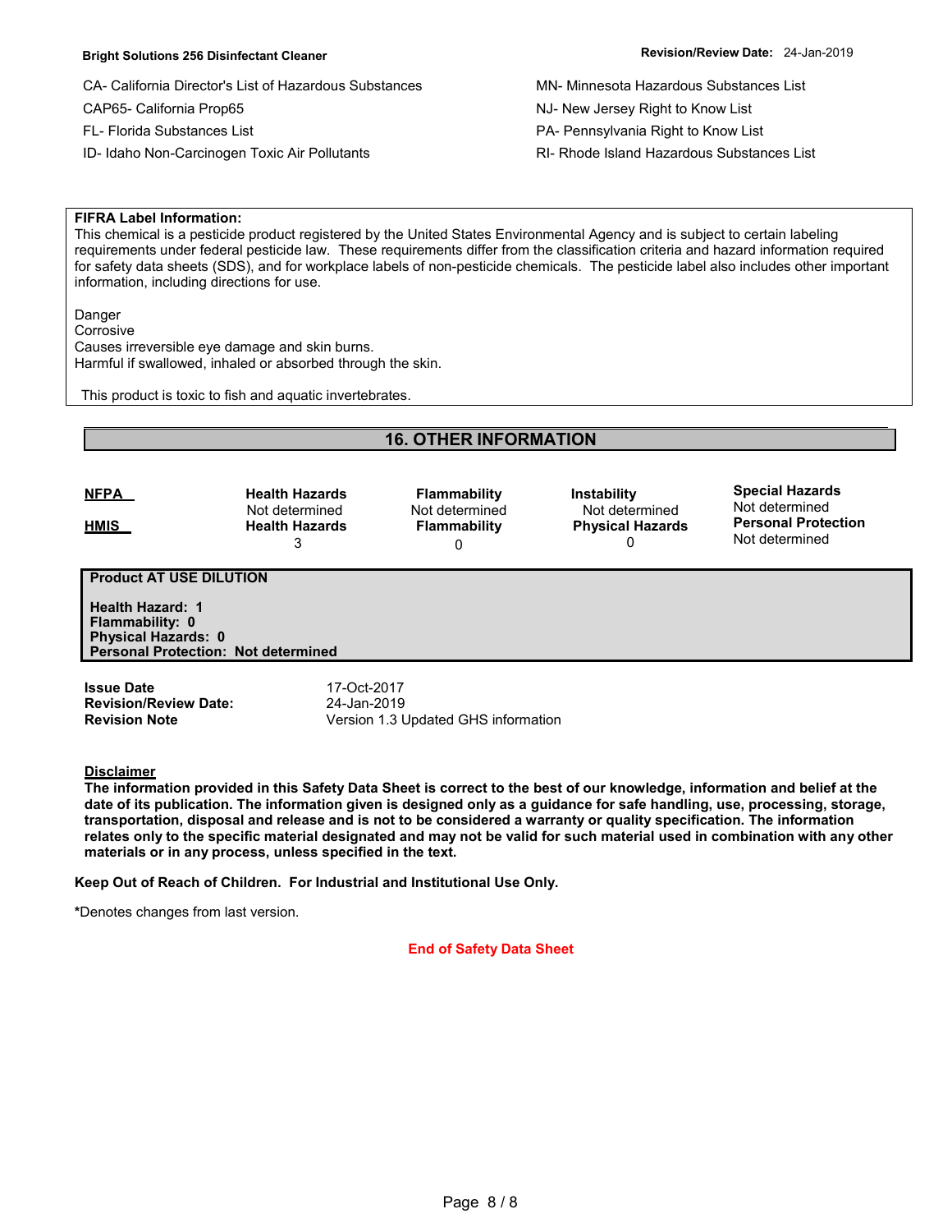CA- California Director's List of Hazardous Substances
CAP65- California Prop65
FL- Florida Substances List
ID- Idaho Non-Carcinogen Toxic Air Pollutants
MN- Minnesota Hazardous Substances List
NJ- New Jersey Right to Know List
PA- Pennsylvania Right to Know List
RI- Rhode Island Hazardous Substances List

**FIFRA Label Information:**
This chemical is a pesticide product registered by the United States Environmental Agency and is subject to certain labeling requirements under federal pesticide law. These requirements differ from the classification criteria and hazard information required for safety data sheets (SDS), and for workplace labels of non-pesticide chemicals. The pesticide label also includes other important information, including directions for use.

Danger
Corrosive
Causes irreversible eye damage and skin burns.
Harmful if swallowed, inhaled or absorbed through the skin.

This product is toxic to fish and aquatic invertebrates.

## 16. OTHER INFORMATION

| | | | | |
|---|---|---|---|---|
| **NFPA** | **Health Hazards**<br>Not determined | **Flammability**<br>Not determined | **Instability**<br>Not determined | **Special Hazards**<br>Not determined |
| **HMIS** | **Health Hazards**<br>3 | **Flammability**<br>0 | **Physical Hazards**<br>0 | **Personal Protection**<br>Not determined |

**Product AT USE DILUTION**

**Health Hazard: 1**
**Flammability: 0**
**Physical Hazards: 0**
**Personal Protection: Not determined**

| | |
|---|---|
| **Issue Date** | 17-Oct-2017 |
| **Revision/Review Date:** | 24-Jan-2019 |
| **Revision Note** | Version 1.3 Updated GHS information |

**Disclaimer**

**The information provided in this Safety Data Sheet is correct to the best of our knowledge, information and belief at the date of its publication. The information given is designed only as a guidance for safe handling, use, processing, storage, transportation, disposal and release and is not to be considered a warranty or quality specification. The information relates only to the specific material designated and may not be valid for such material used in combination with any other materials or in any process, unless specified in the text.**

**Keep Out of Reach of Children. For Industrial and Institutional Use Only.**

**\***Denotes changes from last version.

**End of Safety Data Sheet**